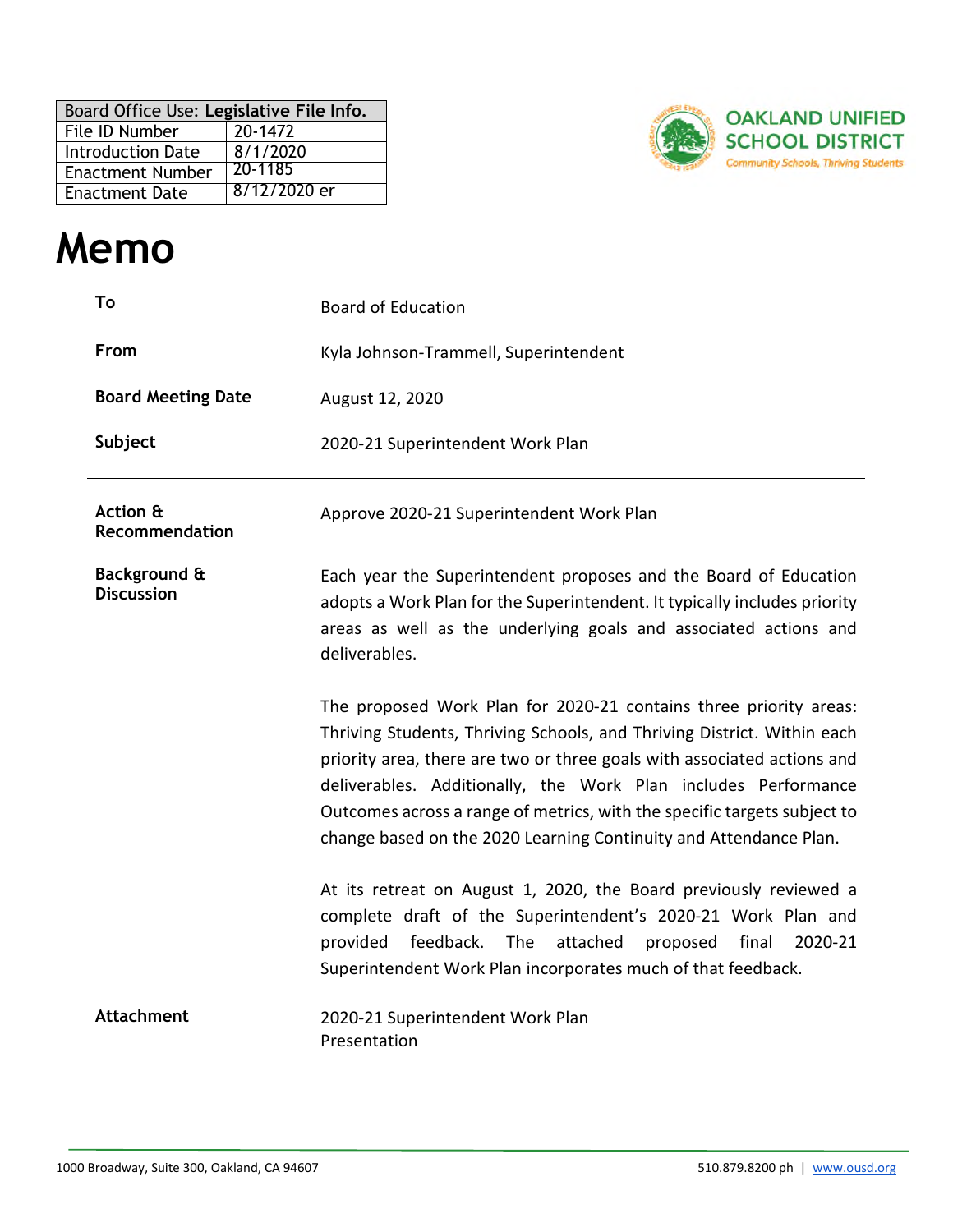| Board Office Use: Legislative File Info. | |
|---|---|
| File ID Number | 20-1472 |
| Introduction Date | 8/1/2020 |
| Enactment Number | 20-1185 |
| Enactment Date | 8/12/2020 er |

OAKLAND UNIFIED SCHOOL DISTRICT
Community Schools, Thriving Students

# Memo

| | |
|---|---|
| **To** | Board of Education |
| **From** | Kyla Johnson-Trammell, Superintendent |
| **Board Meeting Date** | August 12, 2020 |
| **Subject** | 2020-21 Superintendent Work Plan |

---

**Action & Recommendation**

Approve 2020-21 Superintendent Work Plan

**Background & Discussion**

Each year the Superintendent proposes and the Board of Education adopts a Work Plan for the Superintendent. It typically includes priority areas as well as the underlying goals and associated actions and deliverables.

The proposed Work Plan for 2020-21 contains three priority areas: Thriving Students, Thriving Schools, and Thriving District. Within each priority area, there are two or three goals with associated actions and deliverables. Additionally, the Work Plan includes Performance Outcomes across a range of metrics, with the specific targets subject to change based on the 2020 Learning Continuity and Attendance Plan.

At its retreat on August 1, 2020, the Board previously reviewed a complete draft of the Superintendent's 2020-21 Work Plan and provided feedback. The attached proposed final 2020-21 Superintendent Work Plan incorporates much of that feedback.

**Attachment**

2020-21 Superintendent Work Plan
Presentation

1000 Broadway, Suite 300, Oakland, CA 94607 | 510.879.8200 ph | www.ousd.org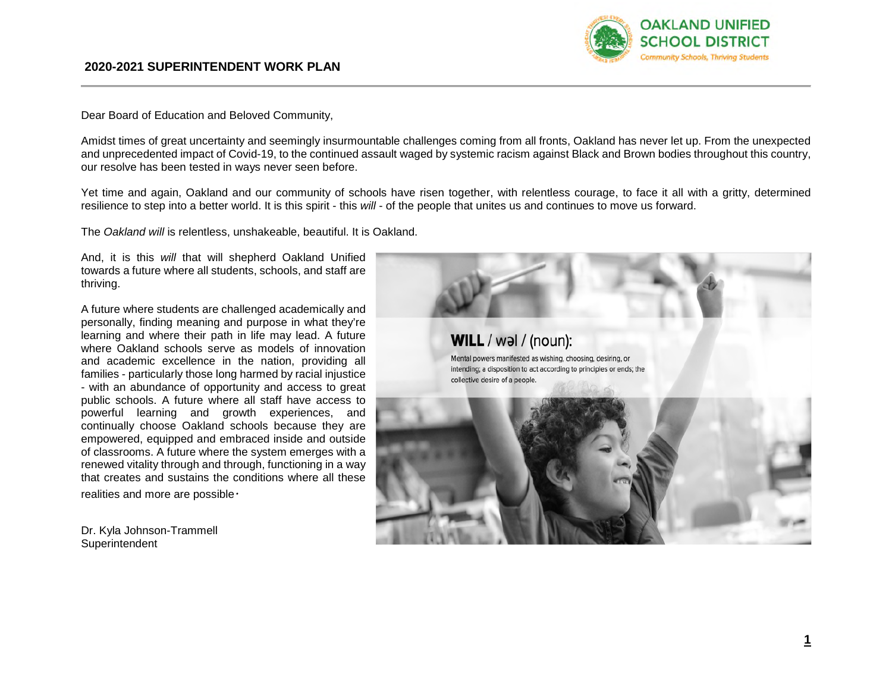## 2020-2021 SUPERINTENDENT WORK PLAN

Dear Board of Education and Beloved Community,

Amidst times of great uncertainty and seemingly insurmountable challenges coming from all fronts, Oakland has never let up. From the unexpected and unprecedented impact of Covid-19, to the continued assault waged by systemic racism against Black and Brown bodies throughout this country, our resolve has been tested in ways never seen before.

Yet time and again, Oakland and our community of schools have risen together, with relentless courage, to face it all with a gritty, determined resilience to step into a better world. It is this spirit - this *will* - of the people that unites us and continues to move us forward.

The *Oakland will* is relentless, unshakeable, beautiful. It is Oakland.

And, it is this *will* that will shepherd Oakland Unified towards a future where all students, schools, and staff are thriving.

A future where students are challenged academically and personally, finding meaning and purpose in what they're learning and where their path in life may lead. A future where Oakland schools serve as models of innovation and academic excellence in the nation, providing all families - particularly those long harmed by racial injustice - with an abundance of opportunity and access to great public schools. A future where all staff have access to powerful learning and growth experiences, and continually choose Oakland schools because they are empowered, equipped and embraced inside and outside of classrooms. A future where the system emerges with a renewed vitality through and through, functioning in a way that creates and sustains the conditions where all these realities and more are possible.

**WILL** / wəl / (noun):

Mental powers manifested as wishing, choosing, desiring, or intending; a disposition to act according to principles or ends; the collective desire of a people.

Dr. Kyla Johnson-Trammell
Superintendent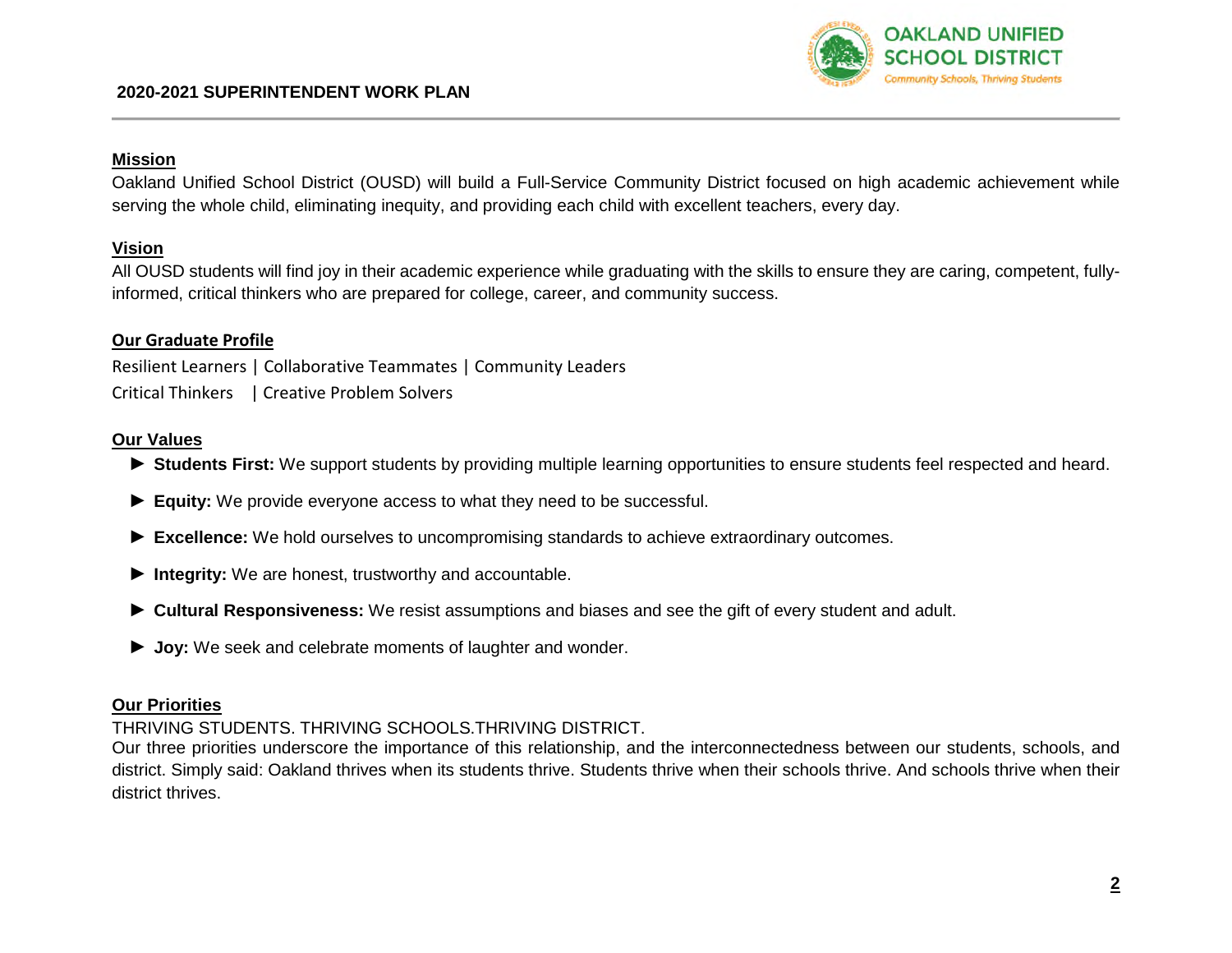## 2020-2021 SUPERINTENDENT WORK PLAN

### Mission

Oakland Unified School District (OUSD) will build a Full-Service Community District focused on high academic achievement while serving the whole child, eliminating inequity, and providing each child with excellent teachers, every day.

### Vision

All OUSD students will find joy in their academic experience while graduating with the skills to ensure they are caring, competent, fully-informed, critical thinkers who are prepared for college, career, and community success.

### Our Graduate Profile

Resilient Learners | Collaborative Teammates | Community Leaders
Critical Thinkers | Creative Problem Solvers

### Our Values

- ► **Students First:** We support students by providing multiple learning opportunities to ensure students feel respected and heard.
- ► **Equity:** We provide everyone access to what they need to be successful.
- ► **Excellence:** We hold ourselves to uncompromising standards to achieve extraordinary outcomes.
- ► **Integrity:** We are honest, trustworthy and accountable.
- ► **Cultural Responsiveness:** We resist assumptions and biases and see the gift of every student and adult.
- ► **Joy:** We seek and celebrate moments of laughter and wonder.

### Our Priorities

THRIVING STUDENTS. THRIVING SCHOOLS.THRIVING DISTRICT.
Our three priorities underscore the importance of this relationship, and the interconnectedness between our students, schools, and district. Simply said: Oakland thrives when its students thrive. Students thrive when their schools thrive. And schools thrive when their district thrives.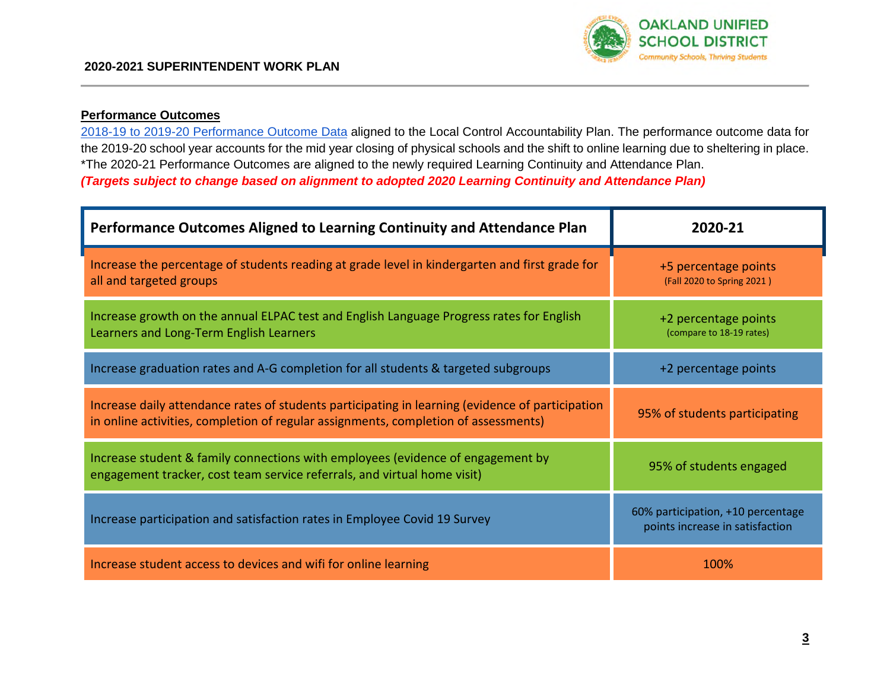## 2020-2021 SUPERINTENDENT WORK PLAN

**Performance Outcomes**

2018-19 to 2019-20 Performance Outcome Data aligned to the Local Control Accountability Plan. The performance outcome data for the 2019-20 school year accounts for the mid year closing of physical schools and the shift to online learning due to sheltering in place. *The 2020-21 Performance Outcomes are aligned to the newly required Learning Continuity and Attendance Plan.

***(Targets subject to change based on alignment to adopted 2020 Learning Continuity and Attendance Plan)***

| Performance Outcomes Aligned to Learning Continuity and Attendance Plan | 2020-21 |
|---|---|
| Increase the percentage of students reading at grade level in kindergarten and first grade for all and targeted groups | +5 percentage points (Fall 2020 to Spring 2021 ) |
| Increase growth on the annual ELPAC test and English Language Progress rates for English Learners and Long-Term English Learners | +2 percentage points (compare to 18-19 rates) |
| Increase graduation rates and A-G completion for all students & targeted subgroups | +2 percentage points |
| Increase daily attendance rates of students participating in learning (evidence of participation in online activities, completion of regular assignments, completion of assessments) | 95% of students participating |
| Increase student & family connections with employees (evidence of engagement by engagement tracker, cost team service referrals, and virtual home visit) | 95% of students engaged |
| Increase participation and satisfaction rates in Employee Covid 19 Survey | 60% participation, +10 percentage points increase in satisfaction |
| Increase student access to devices and wifi for online learning | 100% |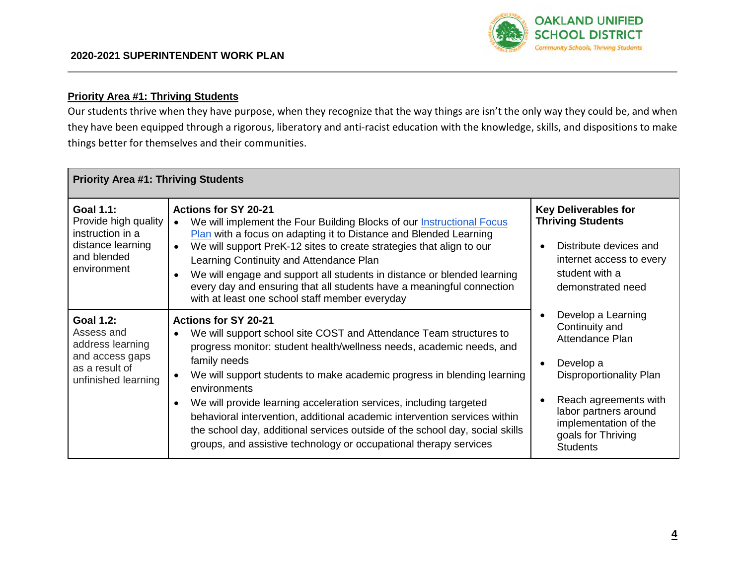## Priority Area #1: Thriving Students

Our students thrive when they have purpose, when they recognize that the way things are isn't the only way they could be, and when they have been equipped through a rigorous, liberatory and anti-racist education with the knowledge, skills, and dispositions to make things better for themselves and their communities.

| Priority Area #1: Thriving Students | | |
|---|---|---|
| **Goal 1.1:** Provide high quality instruction in a distance learning and blended environment | **Actions for SY 20-21**<br>• We will implement the Four Building Blocks of our Instructional Focus Plan with a focus on adapting it to Distance and Blended Learning<br>• We will support PreK-12 sites to create strategies that align to our Learning Continuity and Attendance Plan<br>• We will engage and support all students in distance or blended learning every day and ensuring that all students have a meaningful connection with at least one school staff member everyday | **Key Deliverables for Thriving Students**<br>• Distribute devices and internet access to every student with a demonstrated need<br>• Develop a Learning Continuity and Attendance Plan<br>• Develop a Disproportionality Plan<br>• Reach agreements with labor partners around implementation of the goals for Thriving Students |
| **Goal 1.2:** Assess and address learning and access gaps as a result of unfinished learning | **Actions for SY 20-21**<br>• We will support school site COST and Attendance Team structures to progress monitor: student health/wellness needs, academic needs, and family needs<br>• We will support students to make academic progress in blending learning environments<br>• We will provide learning acceleration services, including targeted behavioral intervention, additional academic intervention services within the school day, additional services outside of the school day, social skills groups, and assistive technology or occupational therapy services | |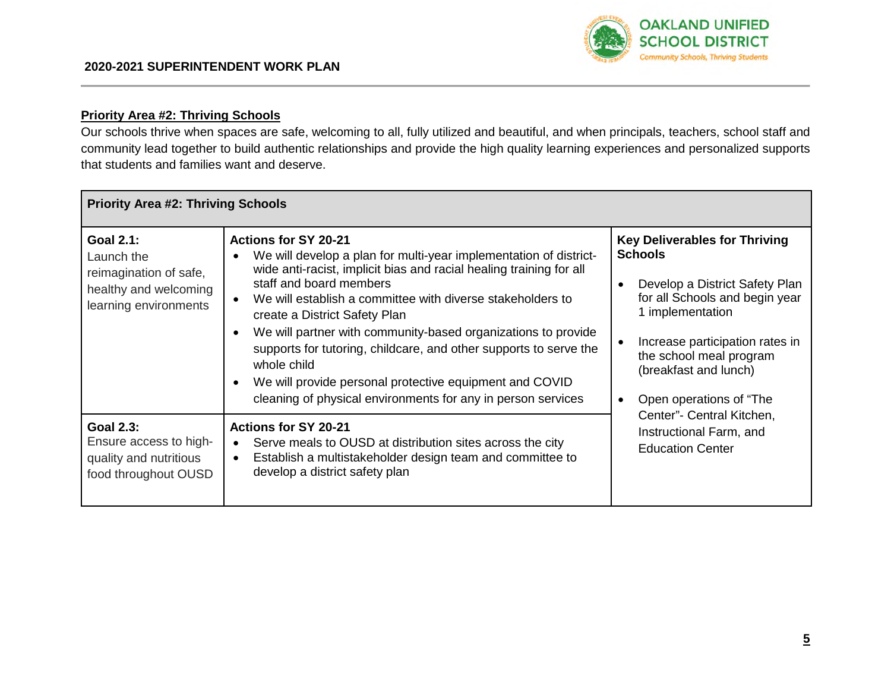## Priority Area #2: Thriving Schools

Our schools thrive when spaces are safe, welcoming to all, fully utilized and beautiful, and when principals, teachers, school staff and community lead together to build authentic relationships and provide the high quality learning experiences and personalized supports that students and families want and deserve.

| Priority Area #2: Thriving Schools | | |
|---|---|---|
| **Goal 2.1:** Launch the reimagination of safe, healthy and welcoming learning environments | **Actions for SY 20-21**<br>• We will develop a plan for multi-year implementation of district-wide anti-racist, implicit bias and racial healing training for all staff and board members<br>• We will establish a committee with diverse stakeholders to create a District Safety Plan<br>• We will partner with community-based organizations to provide supports for tutoring, childcare, and other supports to serve the whole child<br>• We will provide personal protective equipment and COVID cleaning of physical environments for any in person services | **Key Deliverables for Thriving Schools**<br>• Develop a District Safety Plan for all Schools and begin year 1 implementation<br>• Increase participation rates in the school meal program (breakfast and lunch)<br>• Open operations of "The Center"- Central Kitchen, Instructional Farm, and Education Center |
| **Goal 2.3:** Ensure access to high-quality and nutritious food throughout OUSD | **Actions for SY 20-21**<br>• Serve meals to OUSD at distribution sites across the city<br>• Establish a multistakeholder design team and committee to develop a district safety plan | |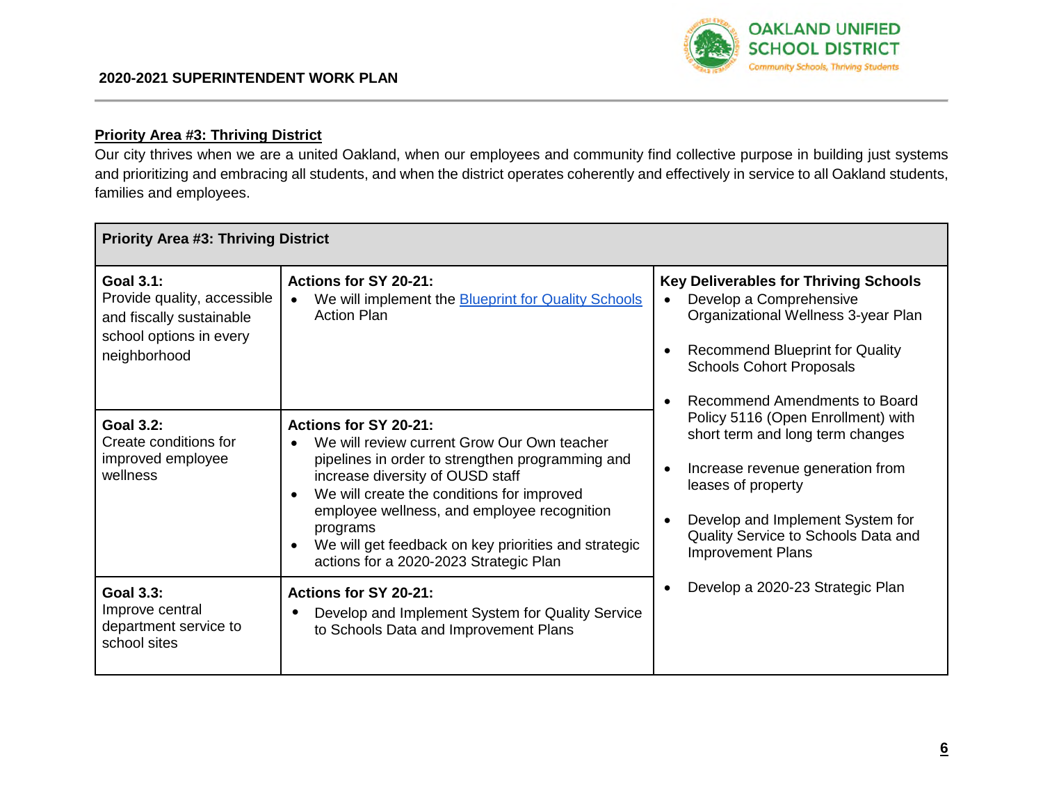**2020-2021 SUPERINTENDENT WORK PLAN**

## Priority Area #3: Thriving District

Our city thrives when we are a united Oakland, when our employees and community find collective purpose in building just systems and prioritizing and embracing all students, and when the district operates coherently and effectively in service to all Oakland students, families and employees.

| Priority Area #3: Thriving District | | |
|---|---|---|
| **Goal 3.1:** Provide quality, accessible and fiscally sustainable school options in every neighborhood | **Actions for SY 20-21:**<br>• We will implement the Blueprint for Quality Schools Action Plan | **Key Deliverables for Thriving Schools**<br>• Develop a Comprehensive Organizational Wellness 3-year Plan<br>• Recommend Blueprint for Quality Schools Cohort Proposals<br>• Recommend Amendments to Board Policy 5116 (Open Enrollment) with short term and long term changes<br>• Increase revenue generation from leases of property<br>• Develop and Implement System for Quality Service to Schools Data and Improvement Plans<br>• Develop a 2020-23 Strategic Plan |
| **Goal 3.2:** Create conditions for improved employee wellness | **Actions for SY 20-21:**<br>• We will review current Grow Our Own teacher pipelines in order to strengthen programming and increase diversity of OUSD staff<br>• We will create the conditions for improved employee wellness, and employee recognition programs<br>• We will get feedback on key priorities and strategic actions for a 2020-2023 Strategic Plan | |
| **Goal 3.3:** Improve central department service to school sites | **Actions for SY 20-21:**<br>• Develop and Implement System for Quality Service to Schools Data and Improvement Plans | |